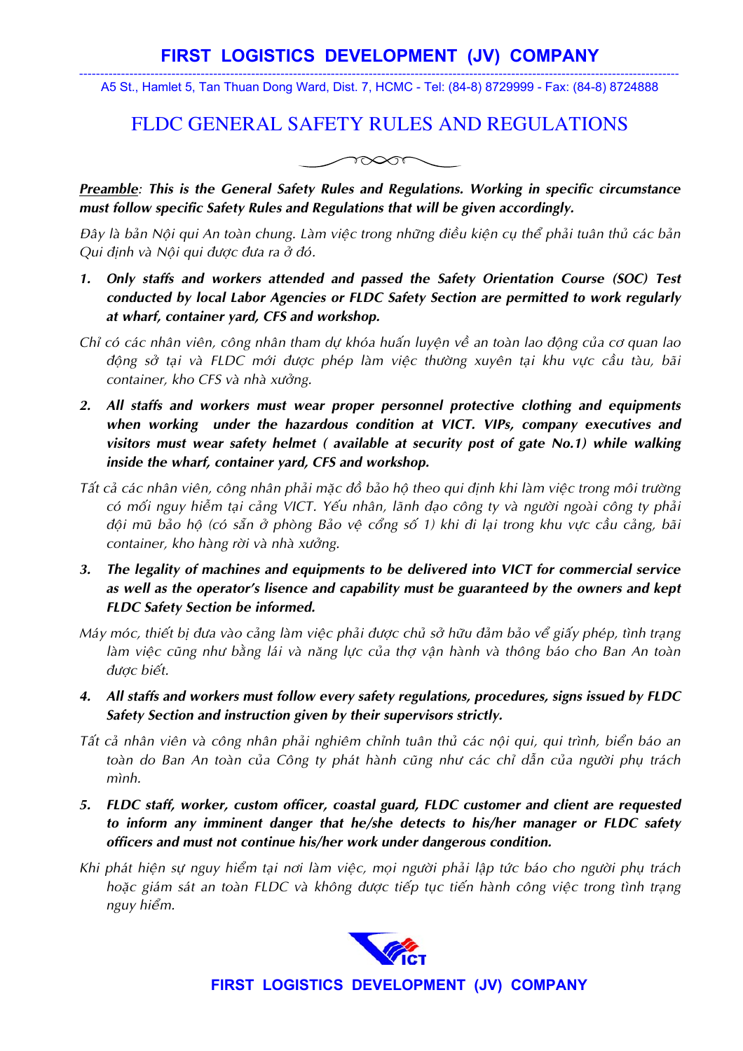# FIRST LOGISTICS DEVELOPMENT (JV) COMPANY

A5 St., Hamlet 5, Tan Thuan Dong Ward, Dist. 7, HCMC - Tel: (84-8) 8729999 - Fax: (84-8) 8724888

## FLDC GENERAL SAFETY RULES AND REGULATIONS

***Preamble**: This is the General Safety Rules and Regulations. Working in specific circumstance must follow specific Safety Rules and Regulations that will be given accordingly.*

*Đây là bản Nội qui An toàn chung. Làm việc trong những điều kiện cụ thể phải tuân thủ các bản Qui định và Nội qui được đưa ra ở đó.*

***1. Only staffs and workers attended and passed the Safety Orientation Course (SOC) Test conducted by local Labor Agencies or FLDC Safety Section are permitted to work regularly at wharf, container yard, CFS and workshop.***

*Chỉ có các nhân viên, công nhân tham dự khóa huấn luyện về an toàn lao động của cơ quan lao động sở tại và FLDC mới được phép làm việc thường xuyên tại khu vực cầu tàu, bãi container, kho CFS và nhà xưởng.*

***2. All staffs and workers must wear proper personnel protective clothing and equipments when working under the hazardous condition at VICT. VIPs, company executives and visitors must wear safety helmet ( available at security post of gate No.1) while walking inside the wharf, container yard, CFS and workshop.***

*Tất cả các nhân viên, công nhân phải mặc đồ bảo hộ theo qui định khi làm việc trong môi trường có mối nguy hiểm tại cảng VICT. Yếu nhân, lãnh đạo công ty và người ngoài công ty phải đội mũ bảo hộ (có sẵn ở phòng Bảo vệ cổng số 1) khi đi lại trong khu vực cầu cảng, bãi container, kho hàng rời và nhà xưởng.*

***3. The legality of machines and equipments to be delivered into VICT for commercial service as well as the operator's lisence and capability must be guaranteed by the owners and kept FLDC Safety Section be informed.***

*Máy móc, thiết bị đưa vào cảng làm việc phải được chủ sở hữu đảm bảo về giấy phép, tình trạng làm việc cũng như bằng lái và năng lực của thợ vận hành và thông báo cho Ban An toàn được biết.*

***4. All staffs and workers must follow every safety regulations, procedures, signs issued by FLDC Safety Section and instruction given by their supervisors strictly.***

*Tất cả nhân viên và công nhân phải nghiêm chỉnh tuân thủ các nội qui, qui trình, biển báo an toàn do Ban An toàn của Công ty phát hành cũng như các chỉ dẫn của người phụ trách mình.*

***5. FLDC staff, worker, custom officer, coastal guard, FLDC customer and client are requested to inform any imminent danger that he/she detects to his/her manager or FLDC safety officers and must not continue his/her work under dangerous condition.***

*Khi phát hiện sự nguy hiểm tại nơi làm việc, mọi người phải lập tức báo cho người phụ trách hoặc giám sát an toàn FLDC và không được tiếp tục tiến hành công việc trong tình trạng nguy hiểm.*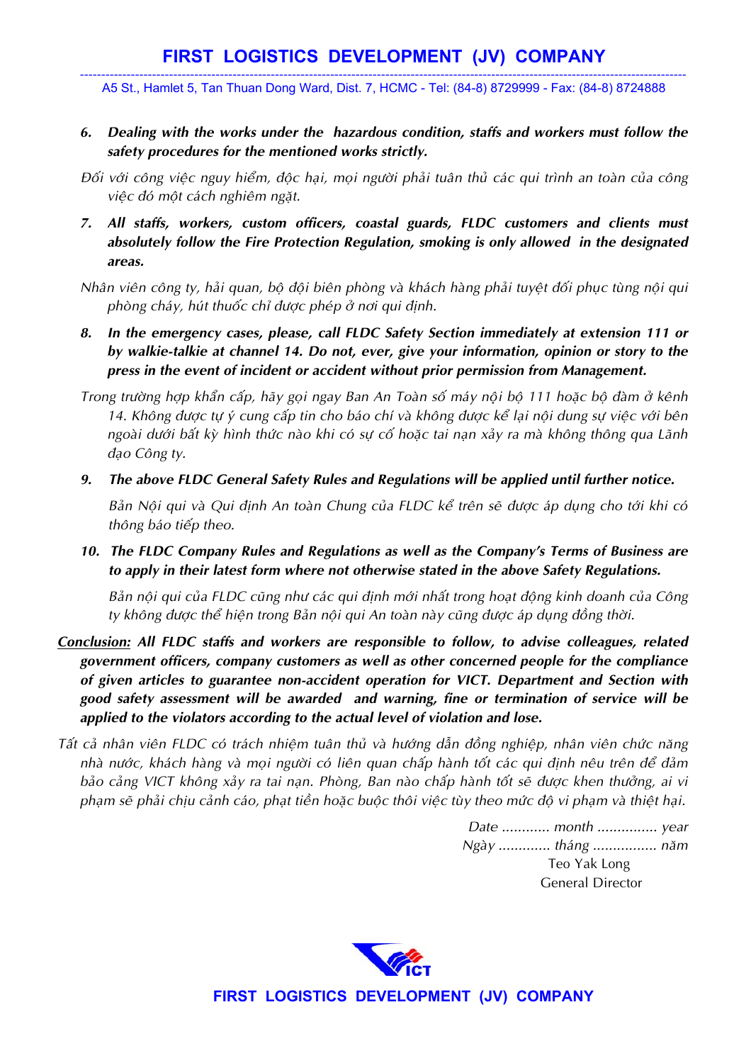6. ***Dealing with the works under the hazardous condition, staffs and workers must follow the safety procedures for the mentioned works strictly.***

*Đối với công việc nguy hiểm, độc hại, mọi người phải tuân thủ các qui trình an toàn của công việc đó một cách nghiêm ngặt.*

7. ***All staffs, workers, custom officers, coastal guards, FLDC customers and clients must absolutely follow the Fire Protection Regulation, smoking is only allowed in the designated areas.***

*Nhân viên công ty, hải quan, bộ đội biên phòng và khách hàng phải tuyệt đối phục tùng nội qui phòng cháy, hút thuốc chỉ được phép ở nơi qui định.*

8. ***In the emergency cases, please, call FLDC Safety Section immediately at extension 111 or by walkie-talkie at channel 14. Do not, ever, give your information, opinion or story to the press in the event of incident or accident without prior permission from Management.***

*Trong trường hợp khẩn cấp, hãy gọi ngay Ban An Toàn số máy nội bộ 111 hoặc bộ đàm ở kênh 14. Không được tự ý cung cấp tin cho báo chí và không được kể lại nội dung sự việc với bên ngoài dưới bất kỳ hình thức nào khi có sự cố hoặc tai nạn xảy ra mà không thông qua Lãnh đạo Công ty.*

9. ***The above FLDC General Safety Rules and Regulations will be applied until further notice.***

*Bản Nội qui và Qui định An toàn Chung của FLDC kể trên sẽ được áp dụng cho tới khi có thông báo tiếp theo.*

10. ***The FLDC Company Rules and Regulations as well as the Company's Terms of Business are to apply in their latest form where not otherwise stated in the above Safety Regulations.***

*Bản nội qui của FLDC cũng như các qui định mới nhất trong hoạt động kinh doanh của Công ty không được thể hiện trong Bản nội qui An toàn này cũng được áp dụng đồng thời.*

***<u>Conclusion:</u> All FLDC staffs and workers are responsible to follow, to advise colleagues, related government officers, company customers as well as other concerned people for the compliance of given articles to guarantee non-accident operation for VICT. Department and Section with good safety assessment will be awarded and warning, fine or termination of service will be applied to the violators according to the actual level of violation and lose.***

*Tất cả nhân viên FLDC có trách nhiệm tuân thủ và hướng dẫn đồng nghiệp, nhân viên chức năng nhà nước, khách hàng và mọi người có liên quan chấp hành tốt các qui định nêu trên để đảm bảo cảng VICT không xảy ra tai nạn. Phòng, Ban nào chấp hành tốt sẽ được khen thưởng, ai vi phạm sẽ phải chịu cảnh cáo, phạt tiền hoặc buộc thôi việc tùy theo mức độ vi phạm và thiệt hại.*

*Date ............ month ............... year*

*Ngày ............ tháng ................ năm*

Teo Yak Long

General Director